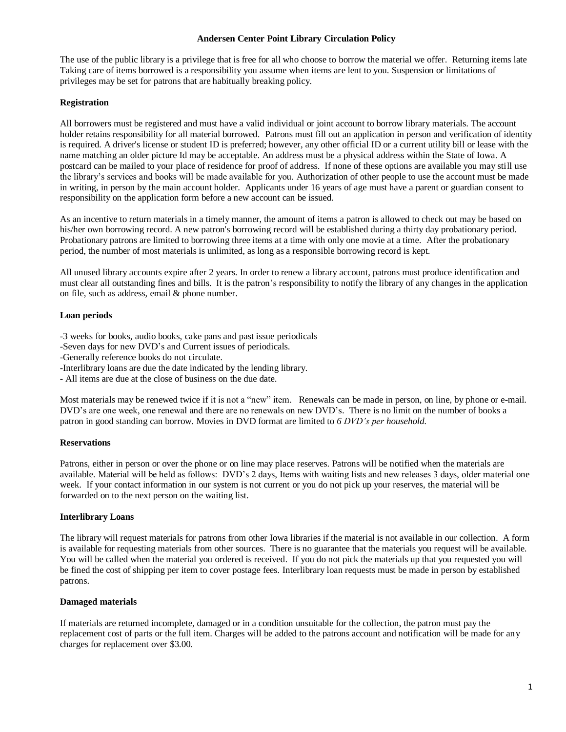# Andersen Center Point Library Circulation Policy

The use of the public library is a privilege that is free for all who choose to borrow the material we offer. Returning items late Taking care of items borrowed is a responsibility you assume when items are lent to you. Suspension or limitations of privileges may be set for patrons that are habitually breaking policy.

## Registration

All borrowers must be registered and must have a valid individual or joint account to borrow library materials. The account holder retains responsibility for all material borrowed. Patrons must fill out an application in person and verification of identity is required. A driver's license or student ID is preferred; however, any other official ID or a current utility bill or lease with the name matching an older picture Id may be acceptable. An address must be a physical address within the State of Iowa. A postcard can be mailed to your place of residence for proof of address. If none of these options are available you may still use the library's services and books will be made available for you. Authorization of other people to use the account must be made in writing, in person by the main account holder. Applicants under 16 years of age must have a parent or guardian consent to responsibility on the application form before a new account can be issued.

As an incentive to return materials in a timely manner, the amount of items a patron is allowed to check out may be based on his/her own borrowing record. A new patron's borrowing record will be established during a thirty day probationary period. Probationary patrons are limited to borrowing three items at a time with only one movie at a time. After the probationary period, the number of most materials is unlimited, as long as a responsible borrowing record is kept.

All unused library accounts expire after 2 years. In order to renew a library account, patrons must produce identification and must clear all outstanding fines and bills. It is the patron's responsibility to notify the library of any changes in the application on file, such as address, email & phone number.

## Loan periods

- -3 weeks for books, audio books, cake pans and past issue periodicals
- -Seven days for new DVD's and Current issues of periodicals.
- -Generally reference books do not circulate.
- -Interlibrary loans are due the date indicated by the lending library.
- - All items are due at the close of business on the due date.

Most materials may be renewed twice if it is not a "new" item. Renewals can be made in person, on line, by phone or e-mail. DVD's are one week, one renewal and there are no renewals on new DVD's. There is no limit on the number of books a patron in good standing can borrow. Movies in DVD format are limited to *6 DVD's per household.*

## Reservations

Patrons, either in person or over the phone or on line may place reserves. Patrons will be notified when the materials are available. Material will be held as follows: DVD's 2 days, Items with waiting lists and new releases 3 days, older material one week. If your contact information in our system is not current or you do not pick up your reserves, the material will be forwarded on to the next person on the waiting list.

## Interlibrary Loans

The library will request materials for patrons from other Iowa libraries if the material is not available in our collection. A form is available for requesting materials from other sources. There is no guarantee that the materials you request will be available. You will be called when the material you ordered is received. If you do not pick the materials up that you requested you will be fined the cost of shipping per item to cover postage fees. Interlibrary loan requests must be made in person by established patrons.

## Damaged materials

If materials are returned incomplete, damaged or in a condition unsuitable for the collection, the patron must pay the replacement cost of parts or the full item. Charges will be added to the patrons account and notification will be made for any charges for replacement over $3.00.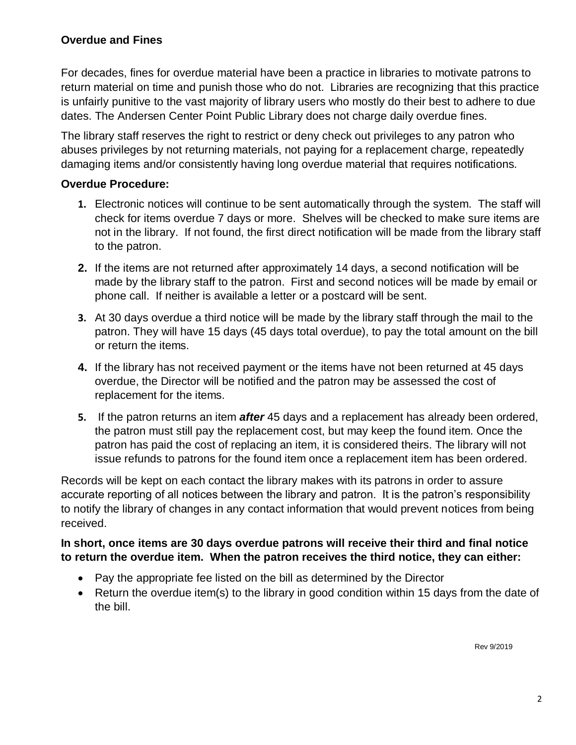**Overdue and Fines**

For decades, fines for overdue material have been a practice in libraries to motivate patrons to return material on time and punish those who do not. Libraries are recognizing that this practice is unfairly punitive to the vast majority of library users who mostly do their best to adhere to due dates. The Andersen Center Point Public Library does not charge daily overdue fines.

The library staff reserves the right to restrict or deny check out privileges to any patron who abuses privileges by not returning materials, not paying for a replacement charge, repeatedly damaging items and/or consistently having long overdue material that requires notifications.

**Overdue Procedure:**

1. Electronic notices will continue to be sent automatically through the system. The staff will check for items overdue 7 days or more. Shelves will be checked to make sure items are not in the library. If not found, the first direct notification will be made from the library staff to the patron.
2. If the items are not returned after approximately 14 days, a second notification will be made by the library staff to the patron. First and second notices will be made by email or phone call. If neither is available a letter or a postcard will be sent.
3. At 30 days overdue a third notice will be made by the library staff through the mail to the patron. They will have 15 days (45 days total overdue), to pay the total amount on the bill or return the items.
4. If the library has not received payment or the items have not been returned at 45 days overdue, the Director will be notified and the patron may be assessed the cost of replacement for the items.
5. If the patron returns an item ***after*** 45 days and a replacement has already been ordered, the patron must still pay the replacement cost, but may keep the found item. Once the patron has paid the cost of replacing an item, it is considered theirs. The library will not issue refunds to patrons for the found item once a replacement item has been ordered.

Records will be kept on each contact the library makes with its patrons in order to assure accurate reporting of all notices between the library and patron. It is the patron's responsibility to notify the library of changes in any contact information that would prevent notices from being received.

**In short, once items are 30 days overdue patrons will receive their third and final notice to return the overdue item. When the patron receives the third notice, they can either:**

- Pay the appropriate fee listed on the bill as determined by the Director
- Return the overdue item(s) to the library in good condition within 15 days from the date of the bill.

Rev 9/2019